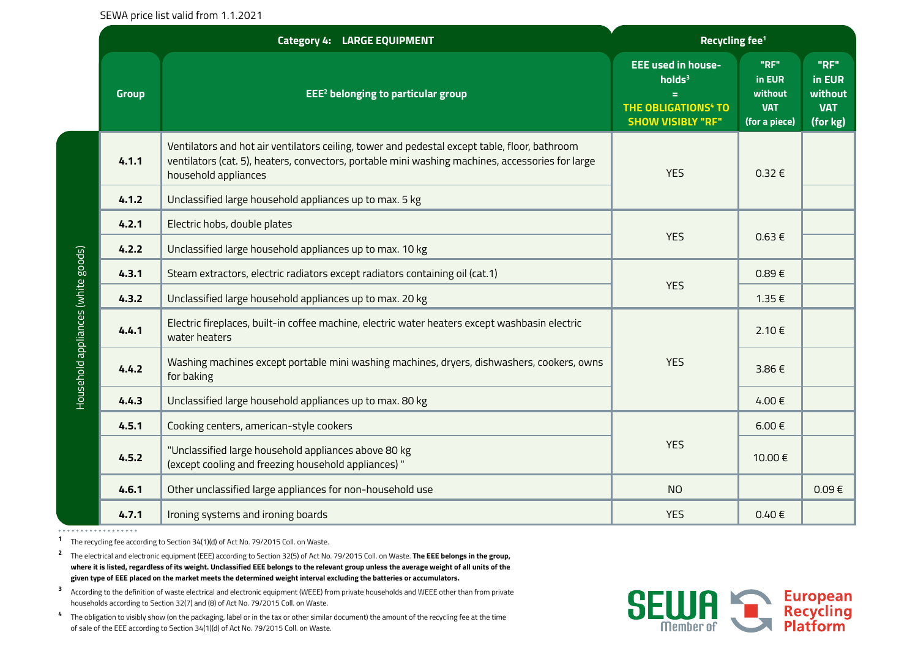SEWA price list valid from 1.1.2021

| | Category 4: LARGE EQUIPMENT | | Recycling fee[1] | | |
|---|---|---|---|---|---|
| | **Group** | **EEE[2] belonging to particular group** | **EEE used in households[3] = THE OBLIGATIONS[4] TO SHOW VISIBLY "RF"** | **"RF" in EUR without VAT (for a piece)** | **"RF" in EUR without VAT (for kg)** |
| Household appliances (white goods) | **4.1.1** | Ventilators and hot air ventilators ceiling, tower and pedestal except table, floor, bathroom ventilators (cat. 5), heaters, convectors, portable mini washing machines, accessories for large household appliances | YES | 0.32 € | |
| | **4.1.2** | Unclassified large household appliances up to max. 5 kg | | | |
| | **4.2.1** | Electric hobs, double plates | YES | 0.63 € | |
| | **4.2.2** | Unclassified large household appliances up to max. 10 kg | | | |
| | **4.3.1** | Steam extractors, electric radiators except radiators containing oil (cat.1) | YES | 0.89 € | |
| | **4.3.2** | Unclassified large household appliances up to max. 20 kg | | 1.35 € | |
| | **4.4.1** | Electric fireplaces, built-in coffee machine, electric water heaters except washbasin electric water heaters | YES | 2.10 € | |
| | **4.4.2** | Washing machines except portable mini washing machines, dryers, dishwashers, cookers, owns for baking | | 3.86 € | |
| | **4.4.3** | Unclassified large household appliances up to max. 80 kg | | 4.00 € | |
| | **4.5.1** | Cooking centers, american-style cookers | YES | 6.00 € | |
| | **4.5.2** | "Unclassified large household appliances above 80 kg (except cooling and freezing household appliances) " | | 10.00 € | |
| | **4.6.1** | Other unclassified large appliances for non-household use | NO | | 0.09 € |
| | **4.7.1** | Ironing systems and ironing boards | YES | 0.40 € | |

[1] The recycling fee according to Section 34(1)(d) of Act No. 79/2015 Coll. on Waste.

[2] The electrical and electronic equipment (EEE) according to Section 32(5) of Act No. 79/2015 Coll. on Waste. **The EEE belongs in the group, where it is listed, regardless of its weight. Unclassified EEE belongs to the relevant group unless the average weight of all units of the given type of EEE placed on the market meets the determined weight interval excluding the batteries or accumulators.**

[3] According to the definition of waste electrical and electronic equipment (WEEE) from private households and WEEE other than from private households according to Section 32(7) and (8) of Act No. 79/2015 Coll. on Waste.

[4] The obligation to visibly show (on the packaging, label or in the tax or other similar document) the amount of the recycling fee at the time of sale of the EEE according to Section 34(1)(d) of Act No. 79/2015 Coll. on Waste.

SEWA Member of European Recycling Platform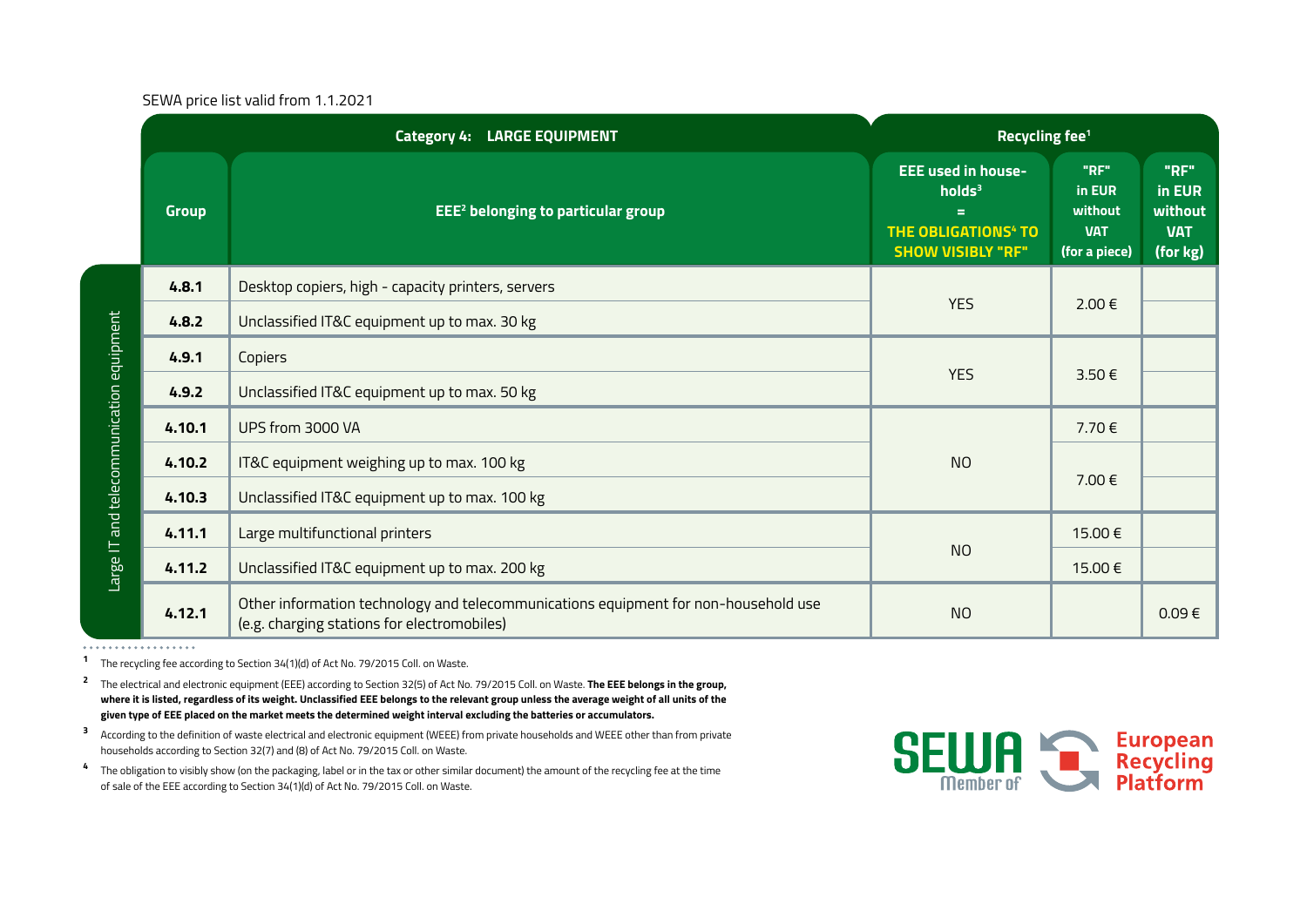SEWA price list valid from 1.1.2021

| | Category 4: LARGE EQUIPMENT | | Recycling fee[1] | | |
|---|---|---|---|---|---|
| | Group | EEE[2] belonging to particular group | EEE used in households[3] = THE OBLIGATIONS[4] TO SHOW VISIBLY "RF" | "RF" in EUR without VAT (for a piece) | "RF" in EUR without VAT (for kg) |
| Large IT and telecommunication equipment | 4.8.1 | Desktop copiers, high - capacity printers, servers | YES | 2.00 € | |
| | 4.8.2 | Unclassified IT&C equipment up to max. 30 kg | | | |
| | 4.9.1 | Copiers | YES | 3.50 € | |
| | 4.9.2 | Unclassified IT&C equipment up to max. 50 kg | | | |
| | 4.10.1 | UPS from 3000 VA | NO | 7.70 € | |
| | 4.10.2 | IT&C equipment weighing up to max. 100 kg | | 7.00 € | |
| | 4.10.3 | Unclassified IT&C equipment up to max. 100 kg | | | |
| | 4.11.1 | Large multifunctional printers | NO | 15.00 € | |
| | 4.11.2 | Unclassified IT&C equipment up to max. 200 kg | | 15.00 € | |
| | 4.12.1 | Other information technology and telecommunications equipment for non-household use (e.g. charging stations for electromobiles) | NO | | 0.09 € |

[1] The recycling fee according to Section 34(1)(d) of Act No. 79/2015 Coll. on Waste.

[2] The electrical and electronic equipment (EEE) according to Section 32(5) of Act No. 79/2015 Coll. on Waste. **The EEE belongs in the group, where it is listed, regardless of its weight. Unclassified EEE belongs to the relevant group unless the average weight of all units of the given type of EEE placed on the market meets the determined weight interval excluding the batteries or accumulators.**

[3] According to the definition of waste electrical and electronic equipment (WEEE) from private households and WEEE other than from private households according to Section 32(7) and (8) of Act No. 79/2015 Coll. on Waste.

[4] The obligation to visibly show (on the packaging, label or in the tax or other similar document) the amount of the recycling fee at the time of sale of the EEE according to Section 34(1)(d) of Act No. 79/2015 Coll. on Waste.

SEWA Member of European Recycling Platform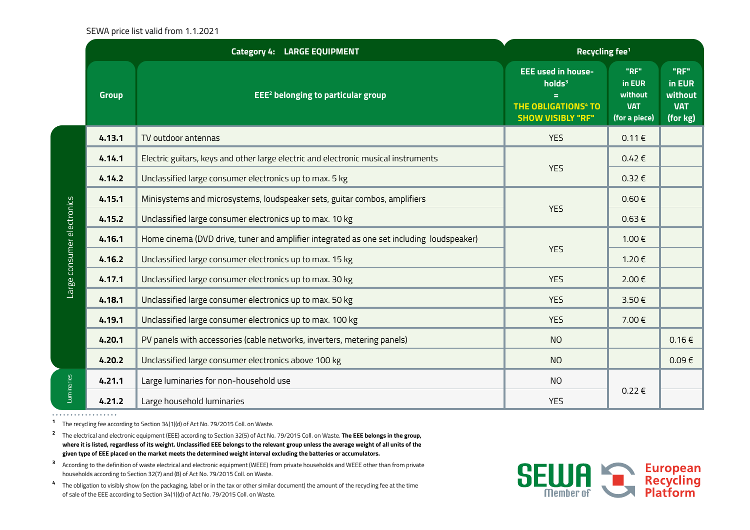SEWA price list valid from 1.1.2021

| | Category 4: LARGE EQUIPMENT | | Recycling fee[1] | | |
|---|---|---|---|---|---|
| | Group | EEE[2] belonging to particular group | EEE used in households[3] = THE OBLIGATIONS[4] TO SHOW VISIBLY "RF" | "RF" in EUR without VAT (for a piece) | "RF" in EUR without VAT (for kg) |
| Large consumer electronics | 4.13.1 | TV outdoor antennas | YES | 0.11 € | |
| | 4.14.1 | Electric guitars, keys and other large electric and electronic musical instruments | YES | 0.42 € | |
| | 4.14.2 | Unclassified large consumer electronics up to max. 5 kg | | 0.32 € | |
| | 4.15.1 | Minisystems and microsystems, loudspeaker sets, guitar combos, amplifiers | YES | 0.60 € | |
| | 4.15.2 | Unclassified large consumer electronics up to max. 10 kg | | 0.63 € | |
| | 4.16.1 | Home cinema (DVD drive, tuner and amplifier integrated as one set including loudspeaker) | YES | 1.00 € | |
| | 4.16.2 | Unclassified large consumer electronics up to max. 15 kg | | 1.20 € | |
| | 4.17.1 | Unclassified large consumer electronics up to max. 30 kg | YES | 2.00 € | |
| | 4.18.1 | Unclassified large consumer electronics up to max. 50 kg | YES | 3.50 € | |
| | 4.19.1 | Unclassified large consumer electronics up to max. 100 kg | YES | 7.00 € | |
| | 4.20.1 | PV panels with accessories (cable networks, inverters, metering panels) | NO | | 0.16 € |
| | 4.20.2 | Unclassified large consumer electronics above 100 kg | NO | | 0.09 € |
| Luminaries | 4.21.1 | Large luminaries for non-household use | NO | 0.22 € | |
| | 4.21.2 | Large household luminaries | YES | | |

[1] The recycling fee according to Section 34(1)(d) of Act No. 79/2015 Coll. on Waste.

[2] The electrical and electronic equipment (EEE) according to Section 32(5) of Act No. 79/2015 Coll. on Waste. **The EEE belongs in the group, where it is listed, regardless of its weight. Unclassified EEE belongs to the relevant group unless the average weight of all units of the given type of EEE placed on the market meets the determined weight interval excluding the batteries or accumulators.**

[3] According to the definition of waste electrical and electronic equipment (WEEE) from private households and WEEE other than from private households according to Section 32(7) and (8) of Act No. 79/2015 Coll. on Waste.

[4] The obligation to visibly show (on the packaging, label or in the tax or other similar document) the amount of the recycling fee at the time of sale of the EEE according to Section 34(1)(d) of Act No. 79/2015 Coll. on Waste.

SEWA Member of European Recycling Platform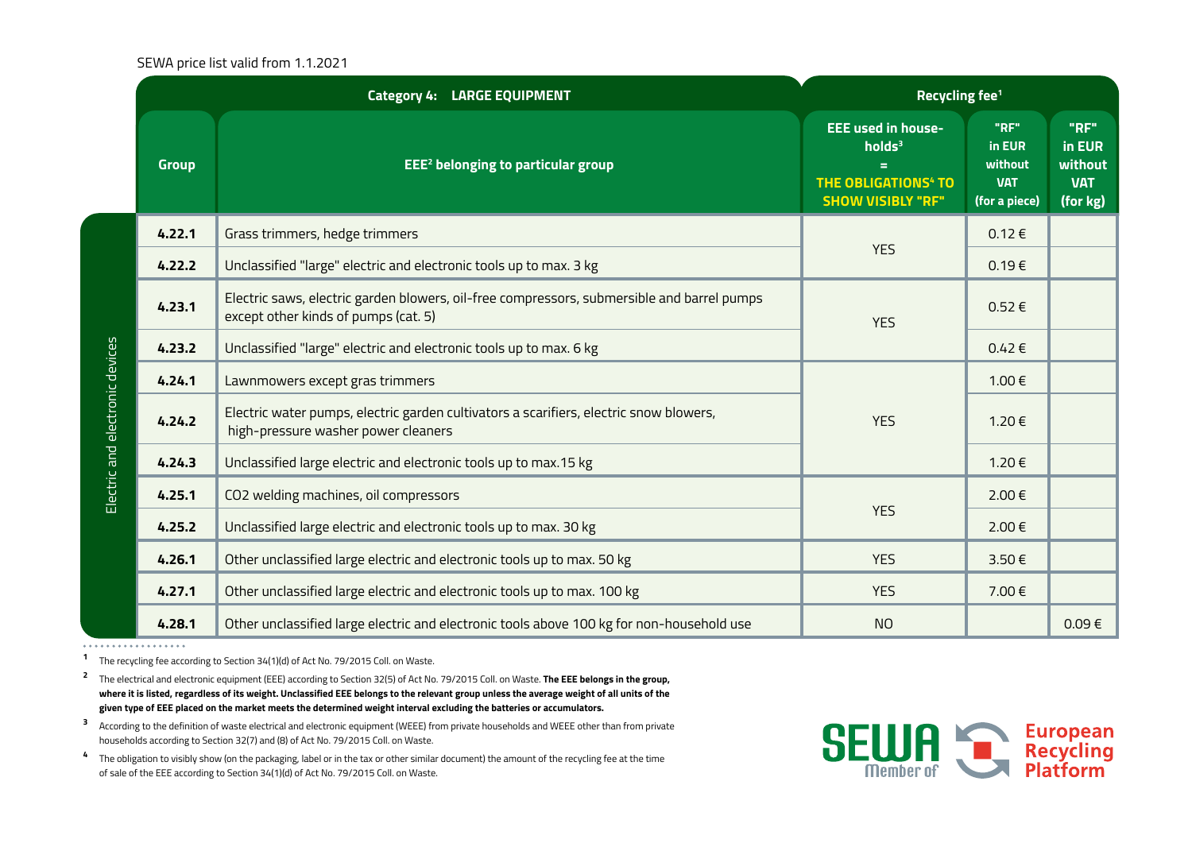SEWA price list valid from 1.1.2021

| Category 4: LARGE EQUIPMENT | | | Recycling fee[1] | | |
|---|---|---|---|---|---|
| | Group | EEE[2] belonging to particular group | EEE used in households[3] = THE OBLIGATIONS[4] TO SHOW VISIBLY "RF" | "RF" in EUR without VAT (for a piece) | "RF" in EUR without VAT (for kg) |
| Electric and electronic devices | 4.22.1 | Grass trimmers, hedge trimmers | YES | 0.12 € | |
| | 4.22.2 | Unclassified "large" electric and electronic tools up to max. 3 kg | | 0.19 € | |
| | 4.23.1 | Electric saws, electric garden blowers, oil-free compressors, submersible and barrel pumps except other kinds of pumps (cat. 5) | YES | 0.52 € | |
| | 4.23.2 | Unclassified "large" electric and electronic tools up to max. 6 kg | | 0.42 € | |
| | 4.24.1 | Lawnmowers except gras trimmers | YES | 1.00 € | |
| | 4.24.2 | Electric water pumps, electric garden cultivators a scarifiers, electric snow blowers, high-pressure washer power cleaners | | 1.20 € | |
| | 4.24.3 | Unclassified large electric and electronic tools up to max.15 kg | | 1.20 € | |
| | 4.25.1 | CO2 welding machines, oil compressors | YES | 2.00 € | |
| | 4.25.2 | Unclassified large electric and electronic tools up to max. 30 kg | | 2.00 € | |
| | 4.26.1 | Other unclassified large electric and electronic tools up to max. 50 kg | YES | 3.50 € | |
| | 4.27.1 | Other unclassified large electric and electronic tools up to max. 100 kg | YES | 7.00 € | |
| | 4.28.1 | Other unclassified large electric and electronic tools above 100 kg for non-household use | NO | | 0.09 € |

[1] The recycling fee according to Section 34(1)(d) of Act No. 79/2015 Coll. on Waste.

[2] The electrical and electronic equipment (EEE) according to Section 32(5) of Act No. 79/2015 Coll. on Waste. **The EEE belongs in the group, where it is listed, regardless of its weight. Unclassified EEE belongs to the relevant group unless the average weight of all units of the given type of EEE placed on the market meets the determined weight interval excluding the batteries or accumulators.**

[3] According to the definition of waste electrical and electronic equipment (WEEE) from private households and WEEE other than from private households according to Section 32(7) and (8) of Act No. 79/2015 Coll. on Waste.

[4] The obligation to visibly show (on the packaging, label or in the tax or other similar document) the amount of the recycling fee at the time of sale of the EEE according to Section 34(1)(d) of Act No. 79/2015 Coll. on Waste.

SEWA Member of European Recycling Platform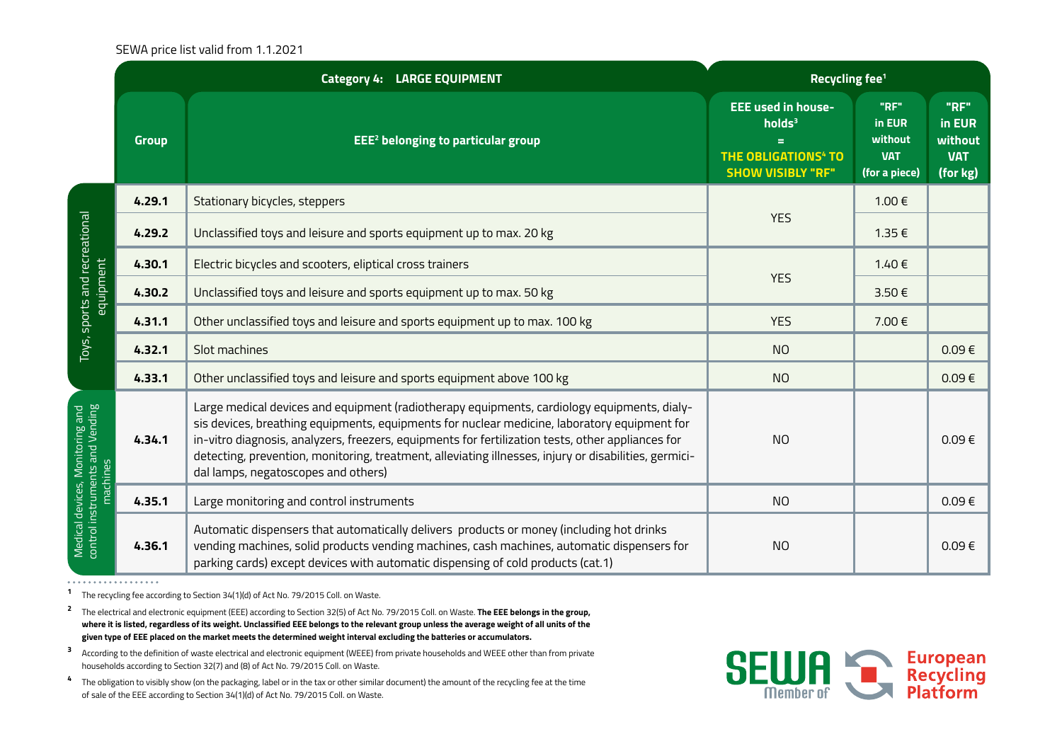SEWA price list valid from 1.1.2021

| | Category 4: LARGE EQUIPMENT | | Recycling fee[1] | | |
|---|---|---|---|---|---|
| | Group | EEE[2] belonging to particular group | EEE used in households[3] = THE OBLIGATIONS[4] TO SHOW VISIBLY "RF" | "RF" in EUR without VAT (for a piece) | "RF" in EUR without VAT (for kg) |
| Toys, sports and recreational equipment | 4.29.1 | Stationary bicycles, steppers | YES | 1.00 € | |
| | 4.29.2 | Unclassified toys and leisure and sports equipment up to max. 20 kg | | 1.35 € | |
| | 4.30.1 | Electric bicycles and scooters, eliptical cross trainers | YES | 1.40 € | |
| | 4.30.2 | Unclassified toys and leisure and sports equipment up to max. 50 kg | | 3.50 € | |
| | 4.31.1 | Other unclassified toys and leisure and sports equipment up to max. 100 kg | YES | 7.00 € | |
| | 4.32.1 | Slot machines | NO | | 0.09 € |
| | 4.33.1 | Other unclassified toys and leisure and sports equipment above 100 kg | NO | | 0.09 € |
| Medical devices, Monitoring and control instruments and Vending machines | 4.34.1 | Large medical devices and equipment (radiotherapy equipments, cardiology equipments, dialysis devices, breathing equipments, equipments for nuclear medicine, laboratory equipment for in-vitro diagnosis, analyzers, freezers, equipments for fertilization tests, other appliances for detecting, prevention, monitoring, treatment, alleviating illnesses, injury or disabilities, germicidal lamps, negatoscopes and others) | NO | | 0.09 € |
| | 4.35.1 | Large monitoring and control instruments | NO | | 0.09 € |
| | 4.36.1 | Automatic dispensers that automatically delivers products or money (including hot drinks vending machines, solid products vending machines, cash machines, automatic dispensers for parking cards) except devices with automatic dispensing of cold products (cat.1) | NO | | 0.09 € |

[1] The recycling fee according to Section 34(1)(d) of Act No. 79/2015 Coll. on Waste.

[2] The electrical and electronic equipment (EEE) according to Section 32(5) of Act No. 79/2015 Coll. on Waste. **The EEE belongs in the group, where it is listed, regardless of its weight. Unclassified EEE belongs to the relevant group unless the average weight of all units of the given type of EEE placed on the market meets the determined weight interval excluding the batteries or accumulators.**

[3] According to the definition of waste electrical and electronic equipment (WEEE) from private households and WEEE other than from private households according to Section 32(7) and (8) of Act No. 79/2015 Coll. on Waste.

[4] The obligation to visibly show (on the packaging, label or in the tax or other similar document) the amount of the recycling fee at the time of sale of the EEE according to Section 34(1)(d) of Act No. 79/2015 Coll. on Waste.

SEWA Member of European Recycling Platform